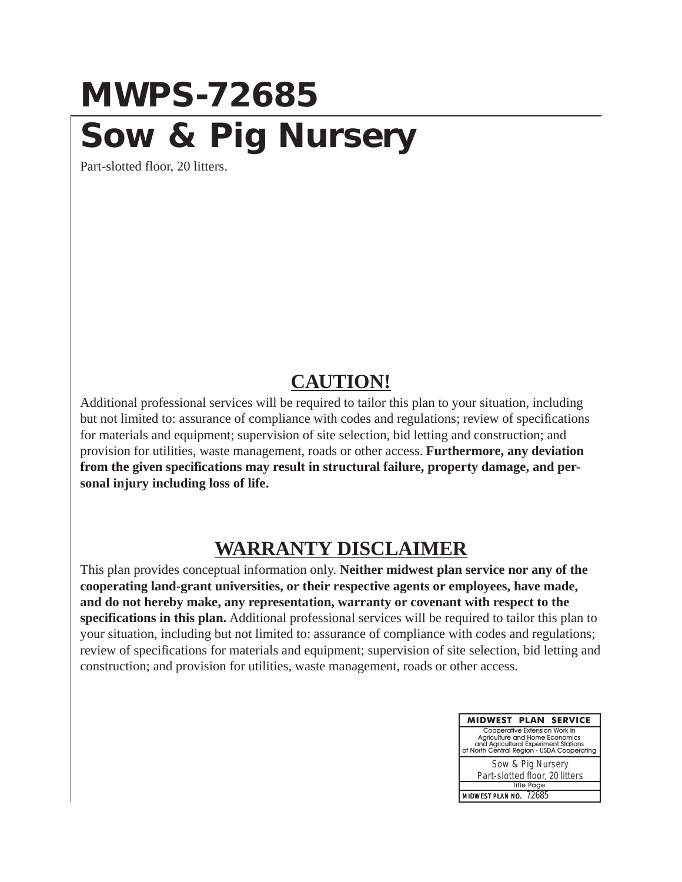# MWPS-72685

# Sow & Pig Nursery

Part-slotted floor, 20 litters.

## CAUTION!

Additional professional services will be required to tailor this plan to your situation, including but not limited to: assurance of compliance with codes and regulations; review of specifications for materials and equipment; supervision of site selection, bid letting and construction; and provision for utilities, waste management, roads or other access. **Furthermore, any deviation from the given specifications may result in structural failure, property damage, and personal injury including loss of life.**

## WARRANTY DISCLAIMER

This plan provides conceptual information only. **Neither midwest plan service nor any of the cooperating land-grant universities, or their respective agents or employees, have made, and do not hereby make, any representation, warranty or covenant with respect to the specifications in this plan.** Additional professional services will be required to tailor this plan to your situation, including but not limited to: assurance of compliance with codes and regulations; review of specifications for materials and equipment; supervision of site selection, bid letting and construction; and provision for utilities, waste management, roads or other access.

| MIDWEST PLAN SERVICE |
|---|
| Cooperative Extension Work in Agriculture and Home Economics and Agricultural Experiment Stations of North Central Region - USDA Cooperating |
| Sow & Pig Nursery<br>Part-slotted floor, 20 litters |
| Title Page |
| MIDWEST PLAN NO. 72685 |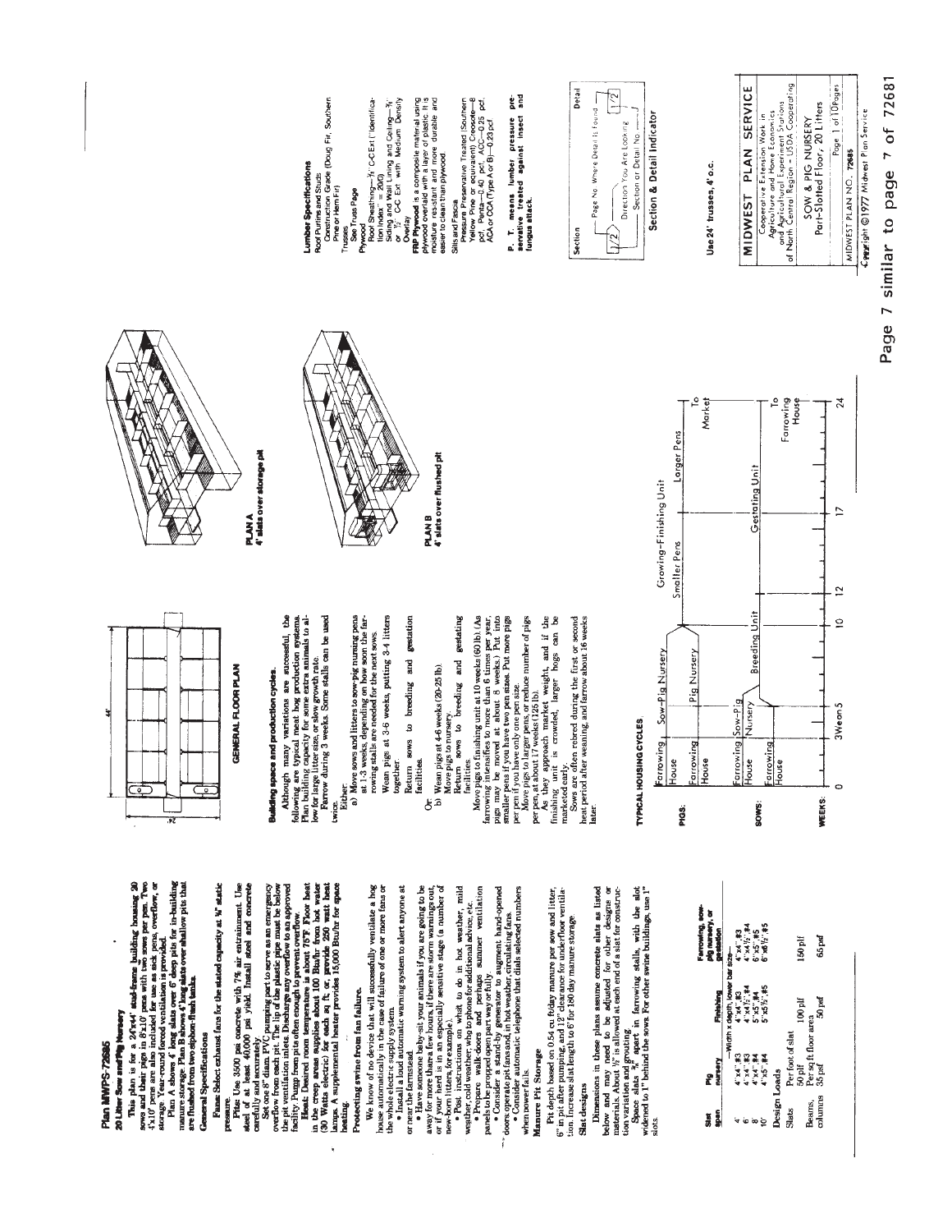# Plan MWPS-72685

## 20 Litter Sow and Pig Nursery

This plan is for a 24'x44' stud-frame building housing 20 sows and their pigs in 8'x10' pens with two sows per pen. Two 4'x10' pens are also included for use as sick pens, overflow, or storage. Year-round forced ventilation is provided.

Plan A shows 4' long slats over 6' deep pits for in-building manure storage. Plan B shows 4' long slats over shallow pits that are flushed from two siphon-flush tanks.

## General Specifications

**Fans:** Select exhaust fans for the stated capacity at ⅛" static pressure.

**Pits:** Use 3500 psi concrete with 7% air entrainment. Use steel of at least 40,000 psi yield. Install steel and concrete carefully and accurately.

Set one 8" diam. PVC pumping port to serve as an emergency overflow from each pit. The lip of the plastic pipe must be below the pit ventilation inlets. Discharge any overflow to an approved facility. Pump from pits often enough to prevent overflow.

**Heat:** Desired room temperature is about 75°F. Floor heat in the creep areas supplies about 100 Btu/hr from hot water (30 Watts electric) for each sq ft, or, provide 250 watt heat lamps. A supplemental heater provides 15,000 Btu/hr for space heating.

## Protecting swine from fan failure.

We know of no device that will successfully ventilate a hog house automatically in the case of failure of one or more fans or the electric supply system.

- Install a loud automatic warning system to alert anyone at or near the farmstead.
- Have someone baby-sit your animals if you are going to be away for more than a few hours, if there are storm warnings out, or if your herd is in an especially sensitive stage (a number of new-born litters, for example).
- Post instructions on what to do in hot weather, mild weather, cold weather; who to phone for additional advice, etc.
- Prepare walk-doors and perhaps summer ventilation panels to be propped open part way or fully.
- Consider a stand-by generator to augment hand-opened doors or operate pit fans and, in hot weather, circulating fans.
- Consider automatic telephone that dials selected numbers when power fails.

## Manure Pit Storage

Pit depth based on 0.54 cu ft/day manure per sow and litter, 6" in pit after pumping, and 12" clearance for underfloor ventilation. Increase slat length to 6' for 180 day manure storage.

## Slat designs

Dimensions in these plans assume concrete slats as listed below and may need to be adjusted for other designs or materials. About ½" is allowed at each end of a slat for construction variation and grouting.

Space slats ⅜" apart in farrowing stalls, with the slot widened to 1" behind the sows. For other swine buildings, use 1" slots.

| Slat span | Pig nursery | Finishing | Farrowing, sow-pig nursery, or gestation |
|---|---|---|---|
| | —Width x depth, lower bar size— | | |
| 4' | 4"x4", #3 | 4"x4", #3 | 4"x4", #3 |
| 6' | 4"x4", #3 | 4"x4", #3 | 4"x4½", #4 |
| 8' | 4"x4", #4 | 5"x5", #4 | 6"x5", #5 |
| 10' | 4"x5", #4 | 5"x5½", #5 | 6"x6½", #5 |

## Design Loads

| | | | |
|---|---|---|---|
| Slats | Per foot of slat | | |
| | 50 plf | 100 plf | 150 plf |
| Beams, columns | Per sq ft floor area | | |
| | 35 psf | 50 psf | 65 psf |

## GENERAL FLOOR PLAN

## Building space and production cycles.

Although many variations are successful, the following are typical meat hog production systems. Plan building capacity for some extra animals to allow for large litter size, or slow growth rate.

Farrow during 3 weeks. Some stalls can be used twice.

Either:

a) Move sows and litters to sow-pig nursing pens at 1-3 weeks, depending on how soon the farrowing stalls are needed for the next sows.
   Wean pigs at 3-6 weeks, putting 3-4 litters together.
   Return sows to breeding and gestation facilities.

Or:

b) Wean pigs at 4-6 weeks (20-25 lb).
   Move pigs to nursery.
   Return sows to breeding and gestating facilities.

Move pigs to finishing unit at 10 weeks (60 lb). (As farrowing intensifies to more than 6 times per year, pigs may be moved at about 8 weeks.) Put into smaller pens if you have two pen sizes. Put more pigs per pen if you have only one pen size.

Move pigs to larger pens, or reduce number of pigs per pen, at about 17 weeks (125 lb).

As they approach market weight, and if the finishing unit is crowded, larger hogs can be marketed early.

Sows are often rebred during the first or second heat period after weaning, and farrow about 16 weeks later.

## TYPICAL HOUSING CYCLES

PIGS: Farrowing House → Sow-Pig Nursery → Growing-Finishing Unit (Smaller Pens, Larger Pens) → To Market; Farrowing House → Pig Nursery

SOWS: Farrowing House → Sow-Pig Nursery → Breeding Unit → Gestating Unit → To Farrowing House; Farrowing House → Breeding Unit

WEEKS: 0, 3 Wean 5, 10, 12, 17, 24

**PLAN A**
4' slats over storage pit

**PLAN B**
4' slats over flushed pit

## Lumber Specifications

Roof Purlins and Studs
Construction Grade (Doug Fir, Southern Pine or Hem Fir)

Trusses
See Truss Page

Plywood
Roof Sheathing—⅜" C-C Ext ("Identification Index" = 20/0)
Siding and Wall Lining and Ceiling—⅜" or ½" C-C Ext with Medium Density Overlay

**FRP Plywood** is a composite material using plywood overlaid with a layer of plastic. It is moisture resistant and more durable and easier to clean than plywood.

Sills and Fascia
Pressure Preservative Treated (Southern Yellow Pine or equivalent) Creosote—8 pcf, Penta—0.40 pcf, ACC—0.25 pcf, ACA or CCA (Type A or B)—0.23 pcf

**P. T. means lumber pressure preservative treated against insect and fungus attack.**

Section & Detail Indicator: Section 1/2 — Page No. Where Detail is Found; Direction You Are Looking; Section or Detail No.; Detail 1/2

Use 24' trusses, 4' o.c.

**MIDWEST PLAN SERVICE**
Cooperative Extension Work in Agriculture and Home Economics and Agricultural Experiment Stations of North Central Region - USDA Cooperating

SOW & PIG NURSERY
Part-Slotted Floor, 20 Litters

Page 1 of 10 Pages

MIDWEST PLAN NO. 72685

Copyright ©1977 Midwest Plan Service

Page 7 similar to page 7 of 72681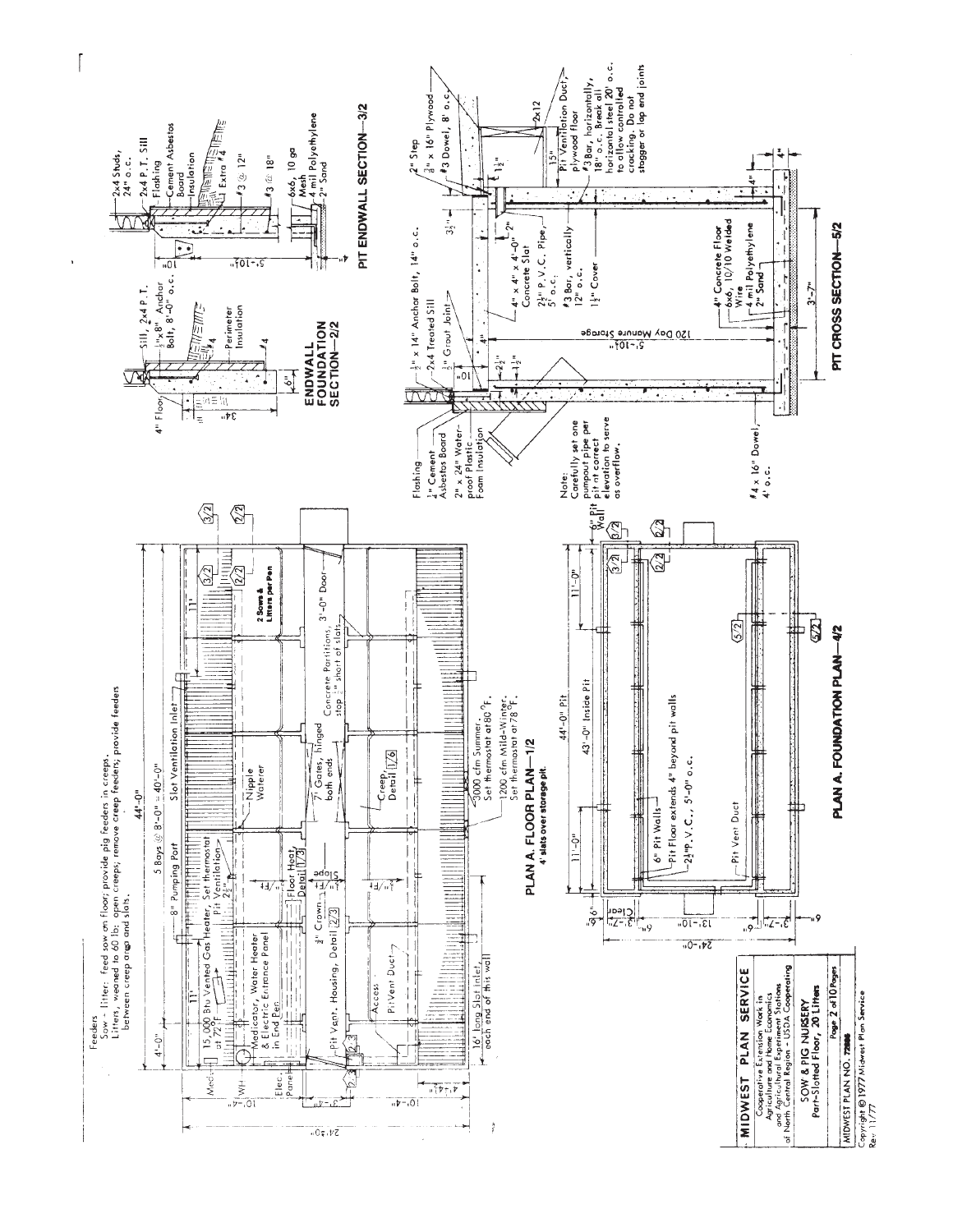Feeders
Sow - litter: feed sow on floor; provide pig feeders in creeps.
Litters, weaned to 60 lb; open creeps, remove creep feeders, provide feeders between creep area and slats.

## PLAN A. FLOOR PLAN—1/2

4' slats over storage pit.

44'-0"

4'-0" | 5 Bays @ 8'-0" = 40'-0"

11' | 11'

24'-0" | 10'-4" | 10'-4" | 4'-4"

Med. | WH | Elec. Panel

15,000 Btu Vented Gas Heater. Set thermostat at 72°F.

Medicator, Water Heater & Electric Entrance Panel in End Pen

8" Pumping Port

Slot Ventilation Inlet

Pit Ventilation 2½"

Nipple Waterer

Floor Heat, Detail 1/3

½" Crown

Slope ¼"/ft

Pit Vent. Housing, Detail 2/3

7' Gates, hinged both ends

Concrete Partitions, 3'-0" Door; stop 2" short of slats

Creep, Detail 1/6

Access

Pit Vent Duct

16' long Slot Inlet, each end of this wall

3000 cfm Summer. Set thermostat at 80°F.

1200 cfm Mild-Winter. Set thermostat at 78°F.

2 Sows & Litters per Pen

## PLAN A. FOUNDATION PLAN—4/2

44'-0" Pit

11'-0" | 43'-0" Inside Pit | 11'-0"

24'-0" | 13'-10" | 3'-7" Clear | 6" | 6" | 8" Pit Wall

6" Pit Walls

Pit Floor extends 4" beyond pit walls

2½" P.V.C., 5'-0" o.c.

Pit Vent Duct

## ENDWALL FOUNDATION SECTION—2/2

4" Floor

Sill, 2x4 P.T.

½"x8" Anchor Bolt, 8'-0" o.c.

Perimeter Insulation

#4

#4

34"

6"

## PIT ENDWALL SECTION—3/2

2x4 Studs, 24" o.c.

2x4 P.T. Sill

Flashing

Cement Asbestos Board

Insulation

Extra #4

#3 @ 12"

#3 @ 18"

6x6, 10 ga Mesh

4 mil Polyethylene

2" Sand

10"

5'-10½"

## PIT CROSS SECTION—5/2

Flashing

¼" Cement Asbestos Board

2" x 24" Waterproof Plastic Foam Insulation

½" x 14" Anchor Bolt, 14" o.c.

2x4 Treated Sill

½" Grout Joint

4"

10"

2½"

1½"

2" Step

¾" x 16" Plywood

#3 Dowel, 8" o.c.

2x12

1½"

15"

3½"

2"

4" x 4" x 4'-0" Concrete Slat

2½" P.V.C. Pipe, 5' o.c.

#3 Bar, vertically 12" o.c.

1½" Cover

Pit Ventilation Duct, plywood floor

#3 Bar, horizontally, 18" o.c. Break all horizontal steel 20' o.c. to allow controlled cracking. Do not stagger or lap end joints

5'-10½"

120 Day Manure Storage

Note: Carefully set one pumpout pipe per pit at correct elevation to serve as overflow.

#4 x 16" Dowel, 4' o.c.

4" Concrete Floor

6x6, 10/10 Welded Wire

4 mil Polyethylene

2" Sand

3'-7"

6'

4"

4"

**MIDWEST PLAN SERVICE**

Cooperative Extension Work in Agriculture and Home Economics and Agricultural Experiment Stations of North Central Region - USDA Cooperating

SOW & PIG NURSERY
Part-Slotted Floor, 20 Litters

MIDWEST PLAN NO. 72000

Copyright © 1977 Midwest Plan Service
Rev 11/77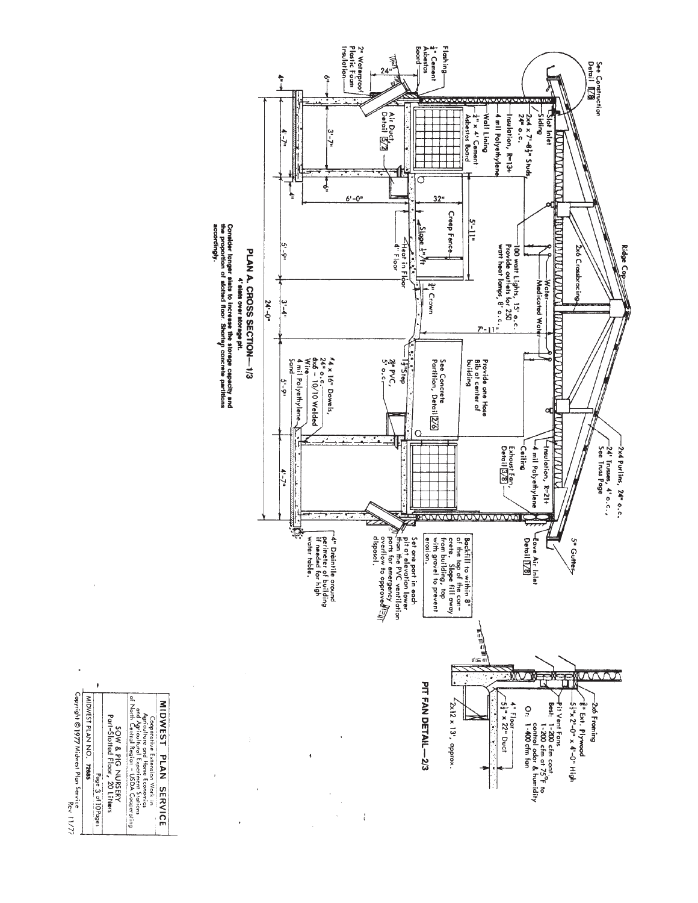# PLAN A. CROSS SECTION—1/3

**4' slats over storage pit.**

**Consider longer slats to increase the storage capacity and the proportion of slotted floor. Shorten concrete partitions accordingly.**

See Construction Detail 1/8

Ridge Cap

2x6 Crossbracing

2x4 Purlins, 24" o.c.

24' Trusses, 4' o.c., See Truss Page

5" Gutter

Eave Air Inlet Detail 1/8

Flashing

1/4" Cement Asbestos Board

2" Waterproof Plastic Foam Insulation

Slot Inlet

Siding

2x4 x 7'-8 1/2" Studs, 24" o.c.

Insulation, R=13+

4 mil Polyethylene

Wall Lining

1/4" x 4' Cement Asbestos Board

Air Duct Detail 5/8

100 watt Lights, 15' o.c.

Provide outlets for 250 watt heat lamps, 8' o.c.

Water

Medicated Water

Insulation, R=21+

4 mil Polyethylene

Ceiling

Exhaust Fan, Detail 5/8

Creep Fence

Slope 1/2"/ft

Heat in Floor

4" Floor

3/4" Crown

1 1/2" Step

3" PVC, 5' o.c.

See Concrete Partition, Detail 2/6

Provide one Hose Bib at center of building

#4 x 16" Dowels, 24" o.c.

6x6 – 10/10 Welded Wire

4 mil Polyethylene

Sand

Backfill to within 8" of the top of the concrete. Slope fill away from building, top with gravel to prevent erosion.

Set one port in each pit at elevation lower than the PVC ventilation ports for emergency overflow to approved disposal.

4" Draintile around perimeter of building if needed for high water table.

Dimensions: 24", 6", 4", 4'-7", 3'-7", 6", 4", 6'-0", 32", 5'-11", 7'-11", 5'-9", 3'-4", 5'-9", 4'-7", 24'-0"

# PIT FAN DETAIL—2/3

2x6 Framing

3/8" Ext. Plywood

5 1/2" x 2'-0" x 4'-0" High

Pit Vent Fans

Best: 1-200 cfm cont. 1-200 cfm at 75°F to control odor & humidity

Or: 1-400 cfm fan

4" Floor

5 1/2" x 22" Duct

2x12 x 13', approx.

MIDWEST PLAN SERVICE

Cooperative Extension Work in Agriculture and Home Economics and Agricultural Experiment Stations of North Central Region - USDA Cooperating

SOW & PIG NURSERY
Part-Slotted Floor, 20 Litters

MIDWEST PLAN NO. 72685

Page 3 of 10 Pages

Copyright © 1977 Midwest Plan Service Rev 11/77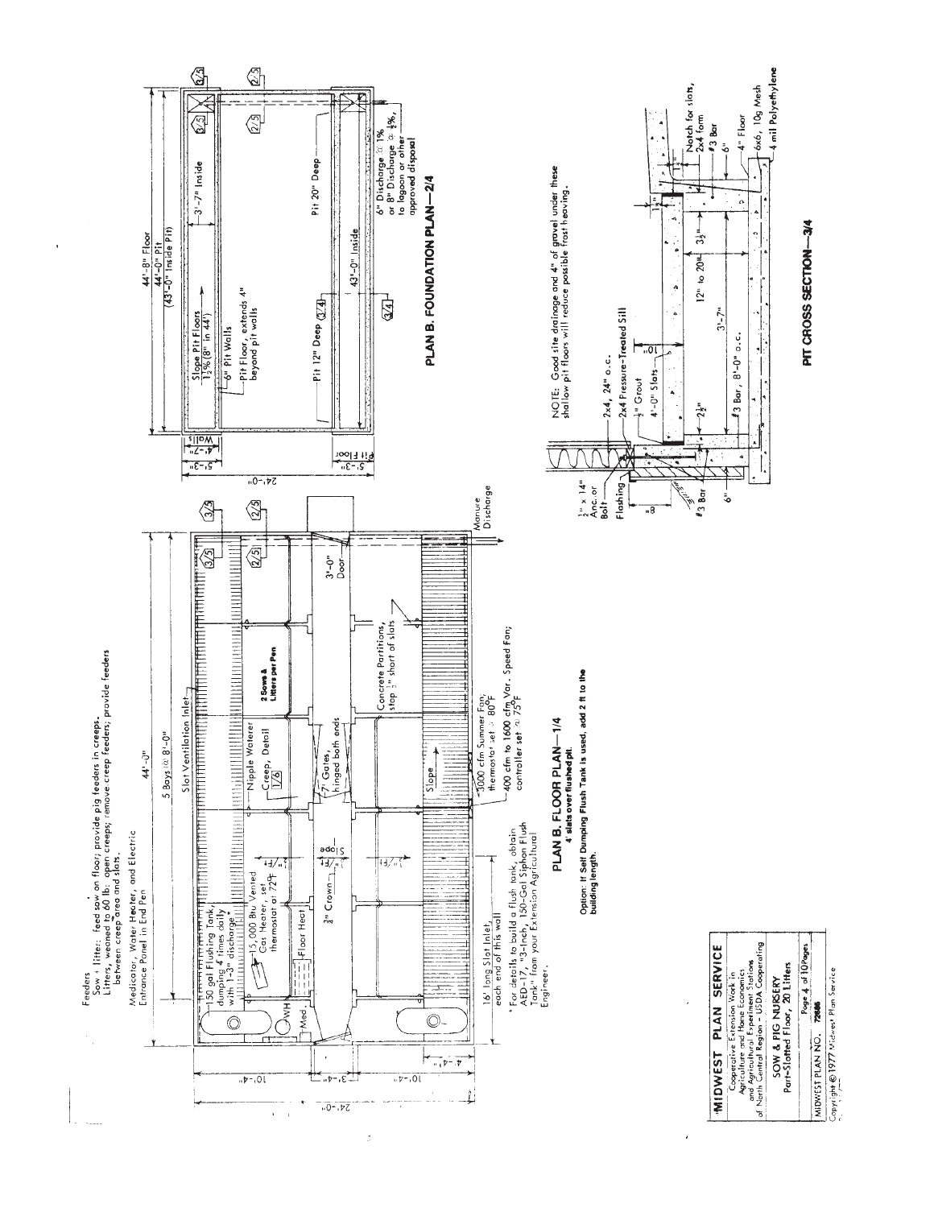Feeders
Sow + litter: feed sow on floor; provide pig feeders in creeps.
Litters, weaned to 60 lb: open creeps; remove creep feeders; provide feeders between creep area and slats.

Medicator, Water Heater, and Electric Entrance Panel in End Pen

44'-0"

5 Bays @ 8'-0"

Slot Ventilation Inlet

150 gal Flushing Tank, dumping 4 times daily with 1-3" discharge*

15,000 Btu Vented Gas Heater, set thermostat at 72°F

Floor Heat

WH

Med.

Nipple Waterer

Creep, Detail 1/6

2 Sows & Litters per Pen

7' Gates, hinged both ends

3" Crown

Slope 1/4"/Ft

3'-0" Door

Concrete Partitions, stop 1/2" short of slats

Slope

3000 cfm Summer Fan; thermostat set @ 80°F

400 cfm to 1600 cfm Var. Speed Fan; controller set @ 75°F

Manure Discharge

16' long Slot Inlet, each end of this wall

10'-4" 3'-4" 10'-4" 24'-0" 4'-4"

\* For details to build a flush tank, obtain AED-17, "3-Inch, 150-Gal Siphon Flush Tank" from your Extension Agricultural Engineer.

## PLAN B. FLOOR PLAN—1/4

**4' slats over flushed pit.**

**Option: If Self Dumping Flush Tank is used, add 2 ft to the building length.**

44'-8" Floor
44'-0" Pit
(43'-0" Inside Pit)

Slope Pit Floors 1 1/2% (8" in 44')

6" Pit Walls

Pit Floor, extends 4" beyond pit walls

3'-7" Inside

Pit 20" Deep

Pit 12" Deep

43'-0" Inside

6" Discharge @ 1% or 8" Discharge @ 1/2%, to lagoon or other approved disposal

24'-0" 5'-3" 4'-7" Walls 5'-3" Pit Floor

## PLAN B. FOUNDATION PLAN—2/4

NOTE: Good site drainage and 4" of gravel under these shallow pit floors will reduce possible frost heaving.

1/2" x 14" Anc. or Bolt

Flashing

2x4, 24" o.c.

2x4 Pressure-Treated Sill

1/2" Grout

4'-0" Slats

#3 Bar, 8'-0" o.c.

#3 Bar

6"

8"

10"

2 1/2"

12" to 20"

3 1/2"

3'-7"

Notch for slats, 2x4 form

#3 Bar

6"

4" Floor

6x6, 10g Mesh

4 mil Polyethylene

## PIT CROSS SECTION—3/4

**MIDWEST PLAN SERVICE**
Cooperative Extension Work in Agriculture and Home Economics and Agricultural Experiment Stations of North Central Region - USDA Cooperating

SOW & PIG NURSERY
Part-Slotted Floor, 20 Litters

Page 4 of 10 Pages

MIDWEST PLAN NO. 72686

Copyright © 1977 Midwest Plan Service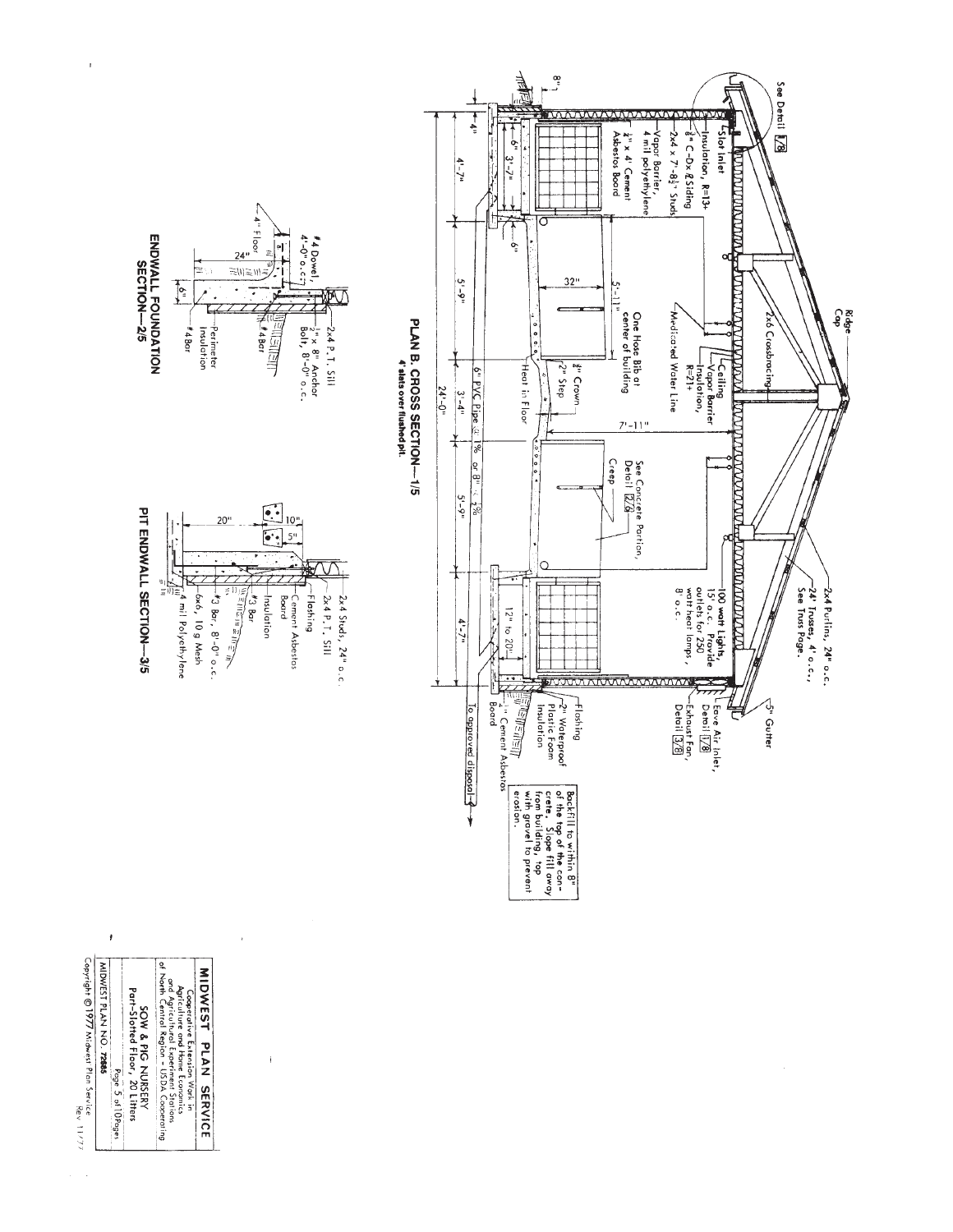## PLAN B. CROSS SECTION—1/5

**4' slats over flushed pit.**

See Detail 1/8

- Slot Inlet
- Insulation, R=13+
- 3/8" C-D x & Siding
- 2x4 x 7'-8 1/2" Studs
- Vapor Barrier, 4 mil polyethylene
- 1/4" x 4' Cement Asbestos Board
- Ridge Cap
- 2x6 Crossbracing
- Ceiling
- Vapor Barrier
- Insulation, R=21+
- Medicated Water Line
- One Hose Bib at center of building
- 1/2" Crown
- 2" Step
- Heat in Floor
- 6" PVC Pipe @ 1% or 8" @ 2%
- See Concrete Partition, Detail 2/6
- Creep
- 100 watt Lights, 15' o.c. Provide outlets for 250 watt heat lamps, 8' o.c.
- 2x4 Purlins, 24" o.c.
- 24' Trusses, 4' o.c., See Truss Page.
- 5" Gutter
- Eave Air Inlet, Detail 1/8
- Exhaust Fan, Detail 3/8
- Flashing
- 2" Waterproof Plastic Foam Insulation
- 1/4" Cement Asbestos Board
- To approved disposal

Dimensions: 8", 4", 6", 3'-7", 4'-7", 6", 32", 5'-11", 5'-9", 3'-4", 7'-11", 5'-9", 12" to 20", 4'-7", 24'-0"

> Backfill to within 8" of the top of the concrete. Slope fill away from building, top with gravel to prevent erosion.

## ENDWALL FOUNDATION SECTION—2/5

- 2x4 P.T. Sill
- 1/2" x 8" Anchor Bolt, 8'-0" o.c.
- #4 Dowel, 4'-0" o.c.
- 4" Floor
- #4 Bar
- #4 Bar
- Perimeter Insulation

Dimensions: 24", 6"

## PIT ENDWALL SECTION—3/5

- 2x4 Studs, 24" o.c.
- 2x4 P.T. Sill
- Flashing
- Cement Asbestos Board
- #3 Bar
- Insulation
- #3 Bar, 8'-0" o.c.
- 6x6, 10 g Mesh
- 4 mil Polyethylene

Dimensions: 20", 10", 5"

---

**MIDWEST PLAN SERVICE**

Cooperative Extension Work in Agriculture and Home Economics and Agricultural Experiment Stations of North Central Region - USDA Cooperating

SOW & PIG NURSERY
Part-Slotted Floor, 20 Litters

MIDWEST PLAN NO. 72805

Copyright © 1977 Midwest Plan Service

Rev 11/77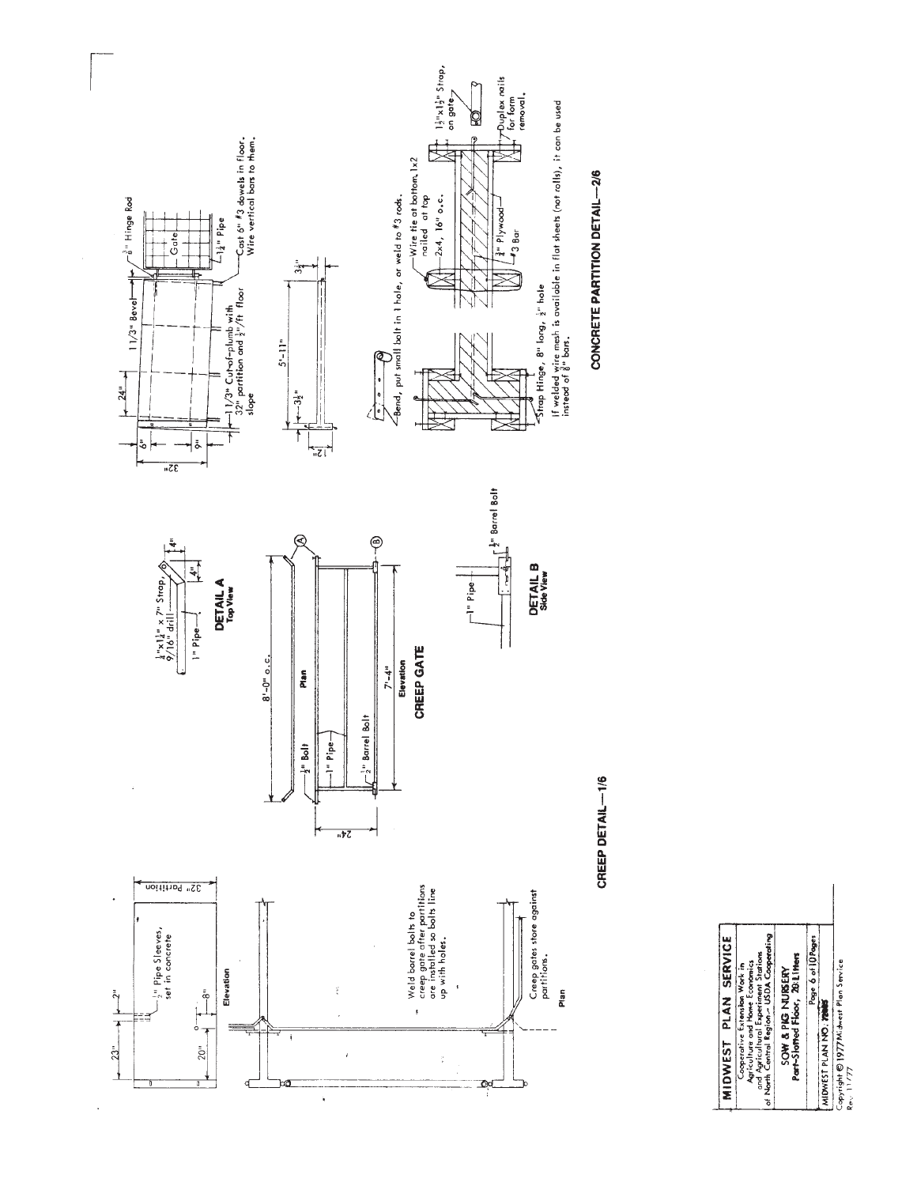## CREEP DETAIL—1/6

### Elevation

23" — 2" — ½" Pipe Sleeves, set in concrete

20" — 8"

32" Partition

### Plan

Weld barrel bolts to creep gate after partitions are installed so bolts line up with holes.

Creep gates store against partitions.

### DETAIL A
**Top View**

¼"x1¼" x 7" Strap, 9/16" drill

1" Pipe

4" — 4"

### CREEP GATE

**Plan**

8'-0" o.c.

½" Bolt

1" Pipe

½" Barrel Bolt

24"

**Elevation**

7'-4"

### DETAIL B
**Side View**

1" Pipe

½" Barrel Bolt

## CONCRETE PARTITION DETAIL—2/6

⅜" Hinge Rod

Gate

1¼" Pipe

24" — 11/3" Bevel

6" — 9" — 32"

11/3" Cut-of-plumb with 32" partition and ½"/ft floor slope

Cast 6" #3 dowels in floor. Wire vertical bars to them.

5'-11"

3½" — 3½" — 12"

Bend, put small bolt in 1 hole, or weld to #3 rods.

Wire tie at bottom, 1x2 nailed at top

2x4, 16" o.c.

¾" Plywood

#3 Bar

1¼"x1½" Strap, on gate

Duplex nails for form removal.

Strap Hinge, 8" long, ½" hole

If welded wire mesh is available in flat sheets (not rolls), it can be used instead of ⅜" bars.

---

**MIDWEST PLAN SERVICE**

Cooperative Extension Work in Agriculture and Home Economics and Agricultural Experiment Stations of North Central Region – USDA Cooperating

**SOW & PIG NURSERY**
**Part-Slotted Floor, 20 Litters**

MIDWEST PLAN NO. 72005

Copyright © 1977 Midwest Plan Service
Rev. 11/77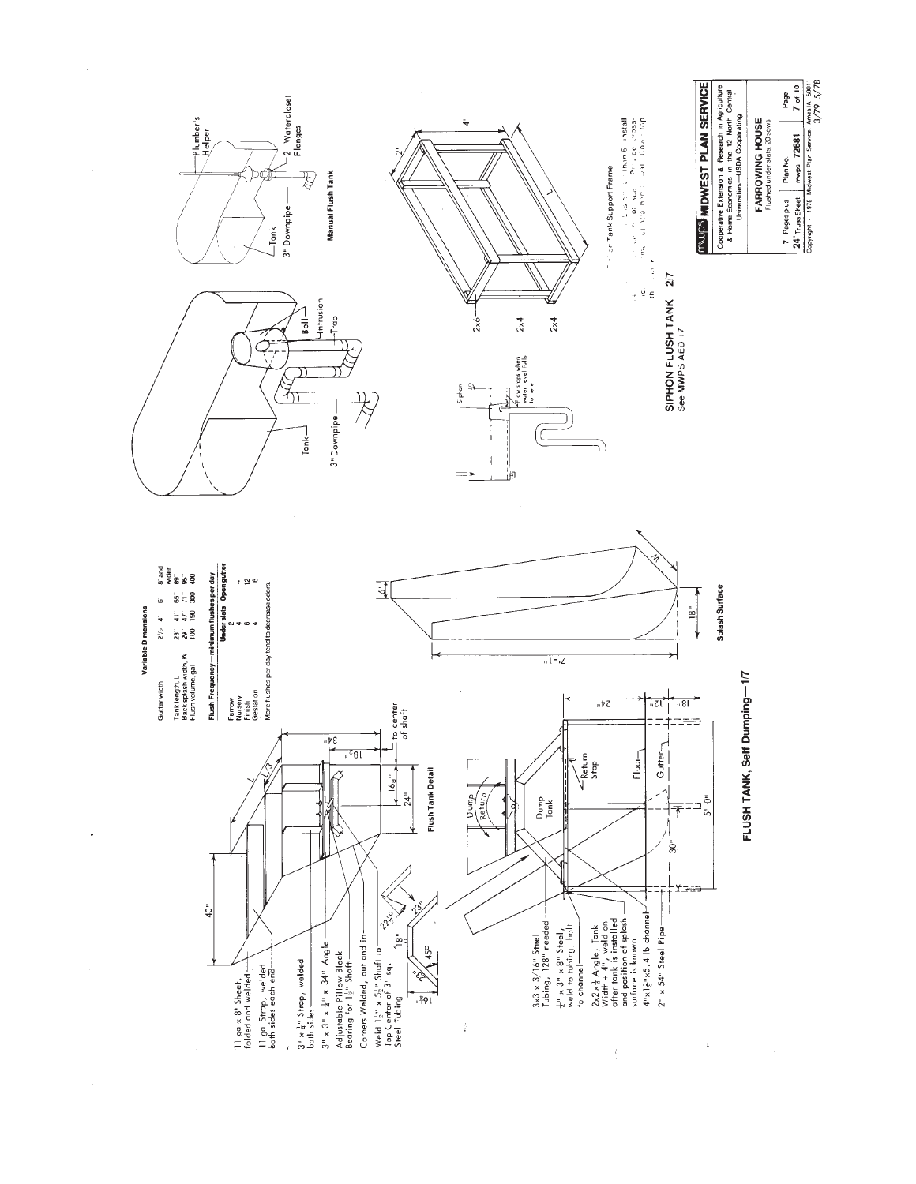## FLUSH TANK, Self Dumping—1/7

### Variable Dimensions

| Gutter width | 2½' | 4' | 6' | 8' and wider |
|---|---|---|---|---|
| Tank length, L | 23" | 41" | 55" | 89" |
| Back splash width, W | 29" | 47" | 71" | 95" |
| Flush volume, gal | 100 | 150 | 300 | 400 |

### Flush Frequency—minimum flushes per day

| | Under slats | Open gutter |
|---|---|---|
| Farrow | 2 | - |
| Nursery | 4 | - |
| Finish | 6 | 12 |
| Gestation | 4 | 6 |

More flushes per day tend to decrease odors.

**Flush Tank Detail**

- 11 ga x 8' Sheet, folded and welded
- 11 ga Strap, welded both sides each end
- 3" x ¼" Strap, welded both sides
- 3" x 3" x ¼" x 34" Angle
- Adjustable Pillow Block Bearing for 1½" Shaft
- Corners Welded, out and in
- Weld 1½" x 5½" Shaft to Top Center of 3" sq. Steel Tubing
- 40", L, L/3, 34", 18½", 16½", 24", to center of shaft

- 3x3 x 3/16" Steel Tubing, 128" needed
- ¼" x 3" x 8" Steel, weld to tubing, bolt to channel
- 2x2x¼ Angle, Tank Width + 4", weld on after tank is installed and position of splash surface is known
- 4"x1⅝"x5.4 lb channel
- 2" x 54" Steel Pipe
- Dump, Return, Dump Tank, Return Stop, Floor, Gutter
- 24", 12", 18", 30", 5'-0"

**Splash Surface**

- 7'-1", 6½", W, 18"

## SIPHON FLUSH TANK—2/7

See MWPS AED-17

- Tank, 3" Downpipe, Bell, Intrusion, Trap
- Siphon; Flow stops when water level falls to here

**Manual Flush Tank**

- Tank, 3" Downpipe, Plumber's Helper, 2 Watercloset Flanges

**Tank Support Frame**

- 2x6, 2x4, 2x4, 2', 4', L

**MWPS MIDWEST PLAN SERVICE**

Cooperative Extension & Research in Agriculture & Home Economics in the 12 North Central Universities—USDA Cooperating

**FARROWING HOUSE**

Flushed under slats 20 sows

| 7 Pages plus 24" Truss Sheet | Plan No. mwps 72681 | Page 7 of 10 |
|---|---|---|

Copyright 1978 Midwest Plan Service Ames IA 50011 3/79 5/78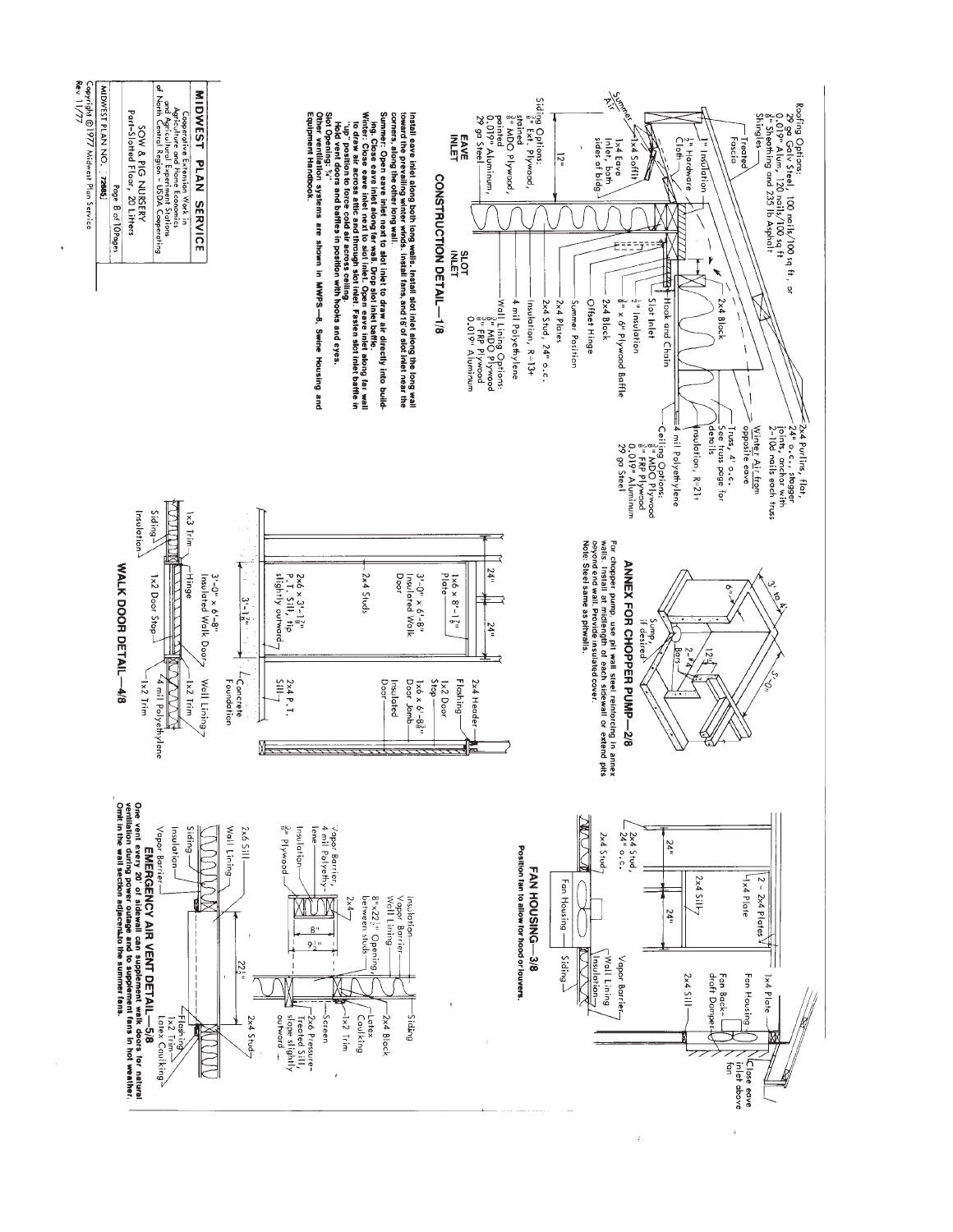# CONSTRUCTION DETAIL—1/8

Roofing Options:
29 ga Galv Steel, 100 nails/100 sq ft, or
0.019" Alum, 120 nails/100 sq ft
⅜" Sheathing and 235 lb Asphalt Shingles

Treated Fascia
1" Insulation
½" Hardware Cloth
Summer Air
1x4 Soffit
1x4 Eave Inlet, both sides of bldg
12"
Siding Options:
⅜" Ext. Plywood, stained
⅜" MDO Plywood, painted
0.019" Aluminum,
29 ga Steel

EAVE INLET

SLOT INLET

2x4 Purlins, flat, 24" o.c., stagger joints, anchor with 2-10d nails each truss
Winter Air from opposite eave
Truss, 4' o.c.
See truss page for details
Insulation, R-21+
4 mil Polyethylene
Ceiling Options:
⅜" MDO Plywood
⅜" FRP Plywood
0.019" Aluminum
29 ga Steel
2x4 Block
Hook and Chain
Slot Inlet
½" Insulation
⅜" x 6" Plywood Baffle
2x4 Block
Offset Hinge
Summer Position
2x4 Plates
2x4 Stud, 24" o.c.
Insulation, R-13+
4 mil Polyethylene
Wall Lining Options:
⅜" MDO Plywood
⅜" FRP Plywood
0.019" Aluminum

**Install eave inlet along both long walls. Install slot inlet along the long wall toward the prevailing winter winds. Install fans, and ½ of slot inlet near the corners, along the other long wall.**

**Summer: Open eave inlet next to slot inlet to draw air directly into building. Close eave inlet along far wall. Drop slot inlet baffle.**

**Winter: Close eave inlet next to slot inlet. Open eave inlet along far wall to draw air across attic and through slot inlet. Fasten slot inlet baffle in "up" position to force cold air across ceiling.**

**Hold vent doors and baffles in position with hooks and eyes.**

**Slot Opening: ¾"**

**Other ventilation systems are shown in MWPS—8, Swine Housing and Equipment Handbook.**

# ANNEX FOR CHOPPER PUMP—2/8

3' to 4'
6"
5'-0"
12"
2-#4 Bars
Sump, if desired

**For chopper pump, use pit wall steel reinforcing in annex walls. Install at midlength of each sidewall or extend pits beyond end wall. Provide insulated cover.**
**Note: Steel same as pitwalls.**

# FAN HOUSING—3/8

2x4 Stud, 24" o.c.
24"
24"
2 - 2x4 Plates
1x4 Plate
2x4 Sill
2x4 Stud
Fan Housing
Siding
Vapor Barrier
Wall Lining
Insulation
1x4 Plate
Fan Housing
Fan Back-draft Damper
2x4 Sill
Close eave inlet above fan

**Position fan to allow for hood or louvers.**

# WALK DOOR DETAIL—4/8

24"
24"
1x6 x 8'-1⅞" Plate
3'-0" x 6'-8" Insulated Walk Door
2x4 Studs
2x6 x 3'-1⅞" P.T. Sill, tip slightly outward
3'-1⅞"
Concrete Foundation
2x4 Header
Flashing
1x2 Door Stop
1x6 x 6'-8¾" Door Jamb
Insulated Door
2x4 P.T. Sill
1x3 Trim
3'-0" x 6'-8" Insulated Walk Door
Hinge
Siding
Insulation
1x2 Door Stop
1x2 Trim
Wall Lining
4 mil Polyethylene
1x2 Trim

# EMERGENCY AIR VENT DETAIL—5/8

Vapor Barrier, 4 mil Polyethylene
Insulation
⅜" Plywood
8"
9½"
2x4
Insulation
Vapor Barrier
Wall Lining
8"x22½" Opening between studs
Siding
2x4 Block
Latex Caulking
1x2 Trim
Screen
2x6 Pressure-Treated Sill, slope slightly outward
2x6 Sill
Wall Lining
Siding
Insulation
Vapor Barrier
22½"
2x4 Stud
Flashing
1x2 Trim
Latex Caulking

**One vent every 30' of sidewall can supplement walk doors for natural ventilation during power outage and to supplement fans in hot weather. Omit in the wall section adjacent to the summer fans.**

---

**MIDWEST PLAN SERVICE**

Cooperative Extension Work in Agriculture and Home Economics and Agricultural Experiment Stations of North Central Region - USDA Cooperating

SOW & PIG NURSERY
Part-Slotted Floor, 20 Litters

MIDWEST PLAN NO. 72865 | Page 8 of 10 Pages

Copyright ©1977 Midwest Plan Service
Rev 11/77